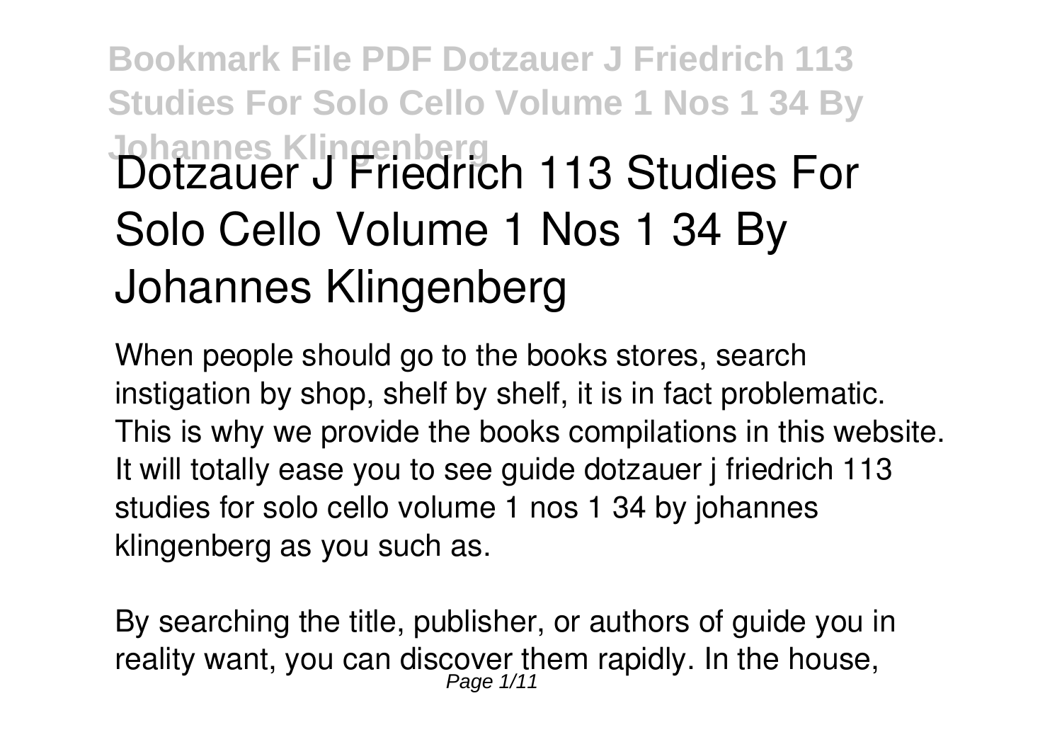# Dotzauer J Friedrich 113 Studies For Solo Cello Volume 1 Nos 1 34 By Johannes Klingenberg

When people should go to the books stores, search instigation by shop, shelf by shelf, it is in fact problematic. This is why we provide the books compilations in this website. It will totally ease you to see guide dotzauer j friedrich 113 studies for solo cello volume 1 nos 1 34 by johannes klingenberg as you such as.

By searching the title, publisher, or authors of guide you in reality want, you can discover them rapidly. In the house,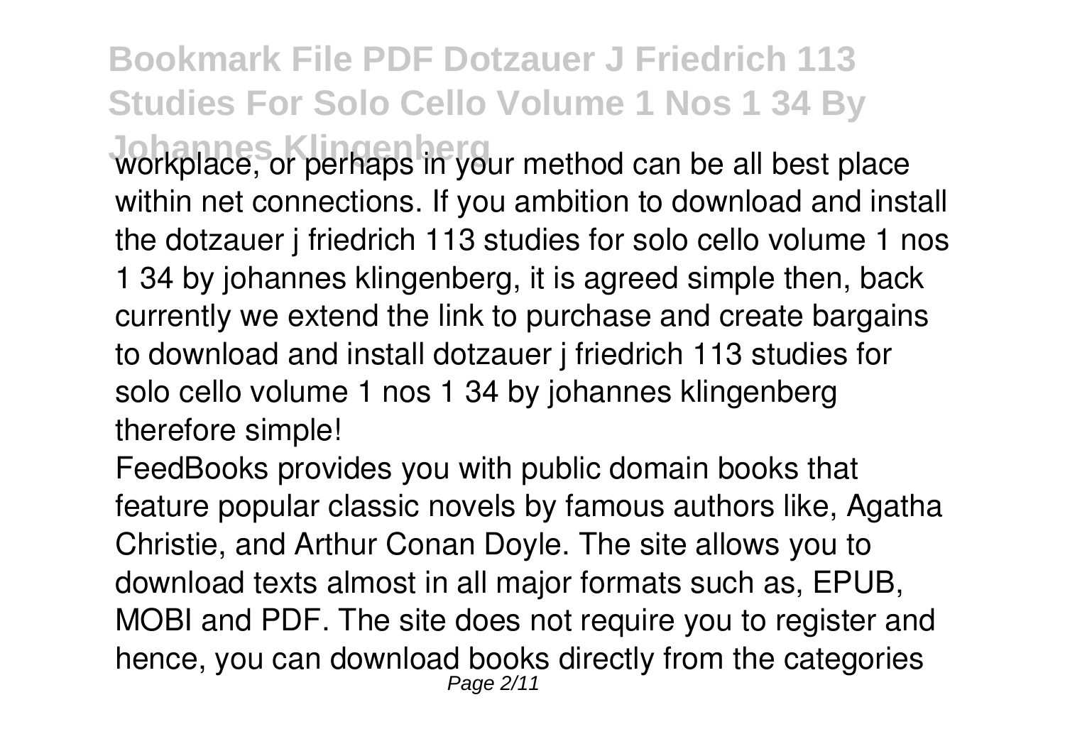workplace, or perhaps in your method can be all best place within net connections. If you ambition to download and install the dotzauer j friedrich 113 studies for solo cello volume 1 nos 1 34 by johannes klingenberg, it is agreed simple then, back currently we extend the link to purchase and create bargains to download and install dotzauer j friedrich 113 studies for solo cello volume 1 nos 1 34 by johannes klingenberg therefore simple!

FeedBooks provides you with public domain books that feature popular classic novels by famous authors like, Agatha Christie, and Arthur Conan Doyle. The site allows you to download texts almost in all major formats such as, EPUB, MOBI and PDF. The site does not require you to register and hence, you can download books directly from the categories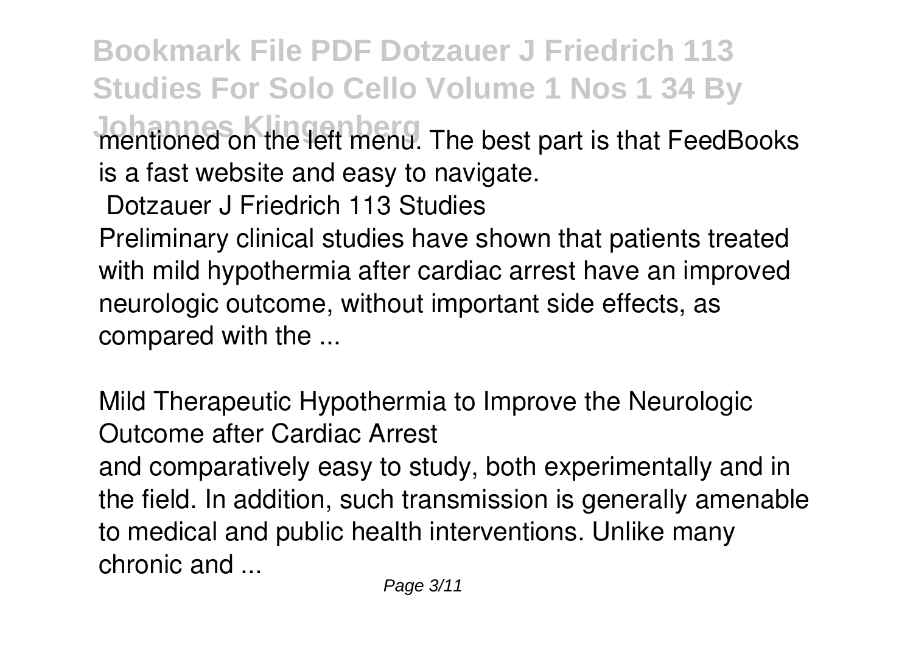mentioned on the left menu. The best part is that FeedBooks is a fast website and easy to navigate.

**Dotzauer J Friedrich 113 Studies**

Preliminary clinical studies have shown that patients treated with mild hypothermia after cardiac arrest have an improved neurologic outcome, without important side effects, as compared with the ...

**Mild Therapeutic Hypothermia to Improve the Neurologic Outcome after Cardiac Arrest**

and comparatively easy to study, both experimentally and in the field. In addition, such transmission is generally amenable to medical and public health interventions. Unlike many chronic and ...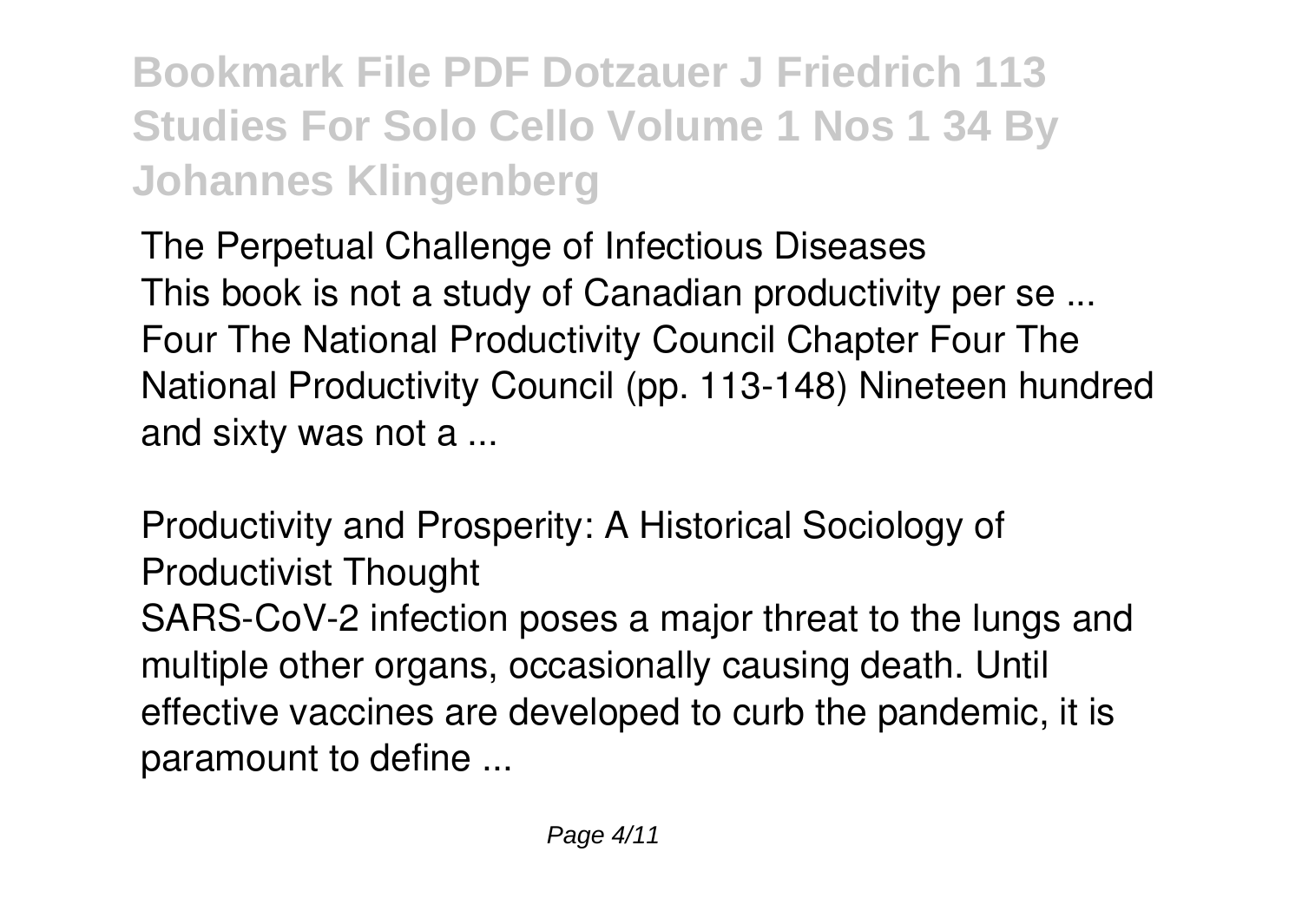**The Perpetual Challenge of Infectious Diseases**

This book is not a study of Canadian productivity per se ... Four The National Productivity Council Chapter Four The National Productivity Council (pp. 113-148) Nineteen hundred and sixty was not a ...

**Productivity and Prosperity: A Historical Sociology of Productivist Thought**

SARS-CoV-2 infection poses a major threat to the lungs and multiple other organs, occasionally causing death. Until effective vaccines are developed to curb the pandemic, it is paramount to define ...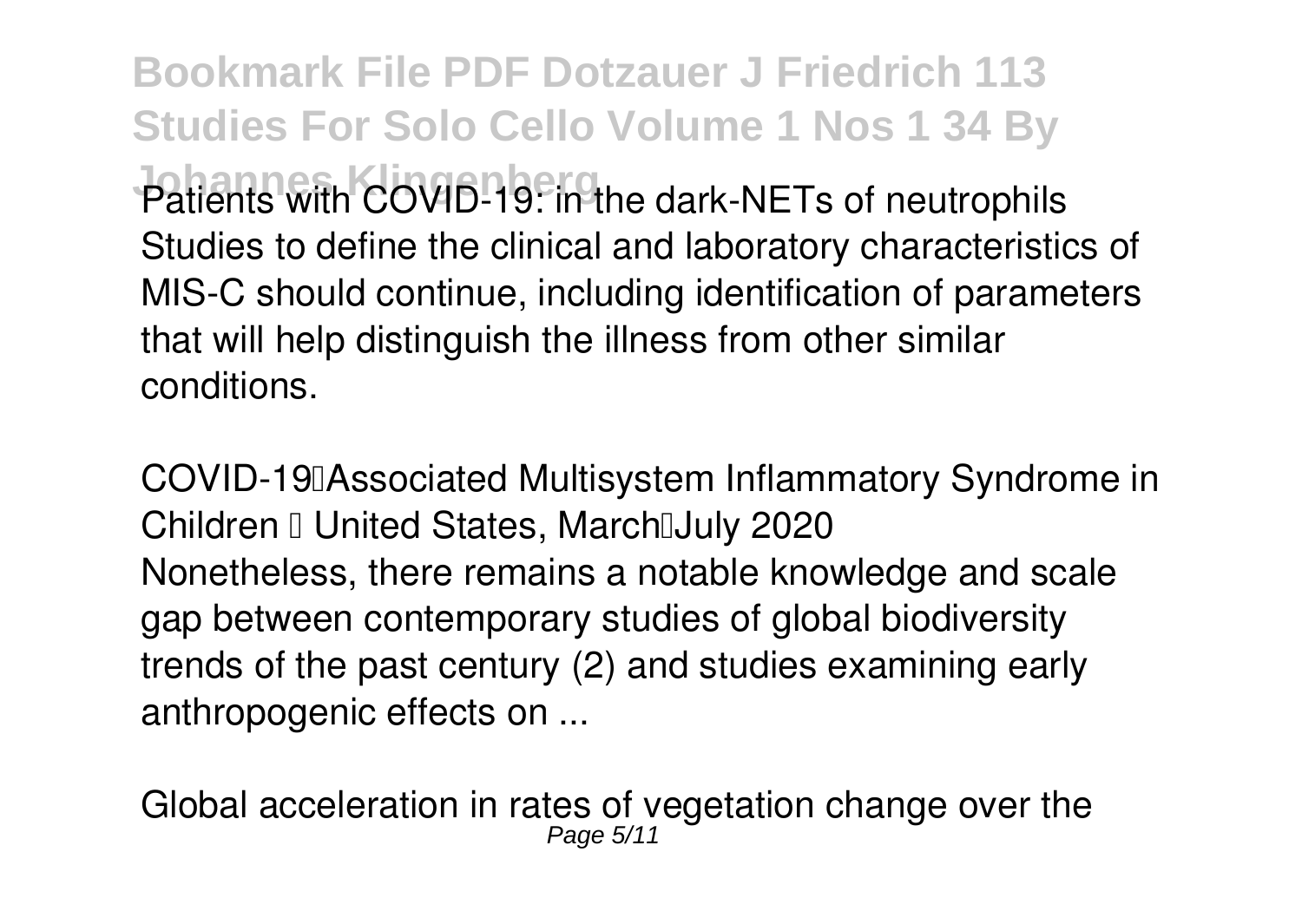Patients with COVID-19: in the dark-NETs of neutrophils
Studies to define the clinical and laboratory characteristics of MIS-C should continue, including identification of parameters that will help distinguish the illness from other similar conditions.

COVID-19–Associated Multisystem Inflammatory Syndrome in Children — United States, March–July 2020
Nonetheless, there remains a notable knowledge and scale gap between contemporary studies of global biodiversity trends of the past century (2) and studies examining early anthropogenic effects on ...

Global acceleration in rates of vegetation change over the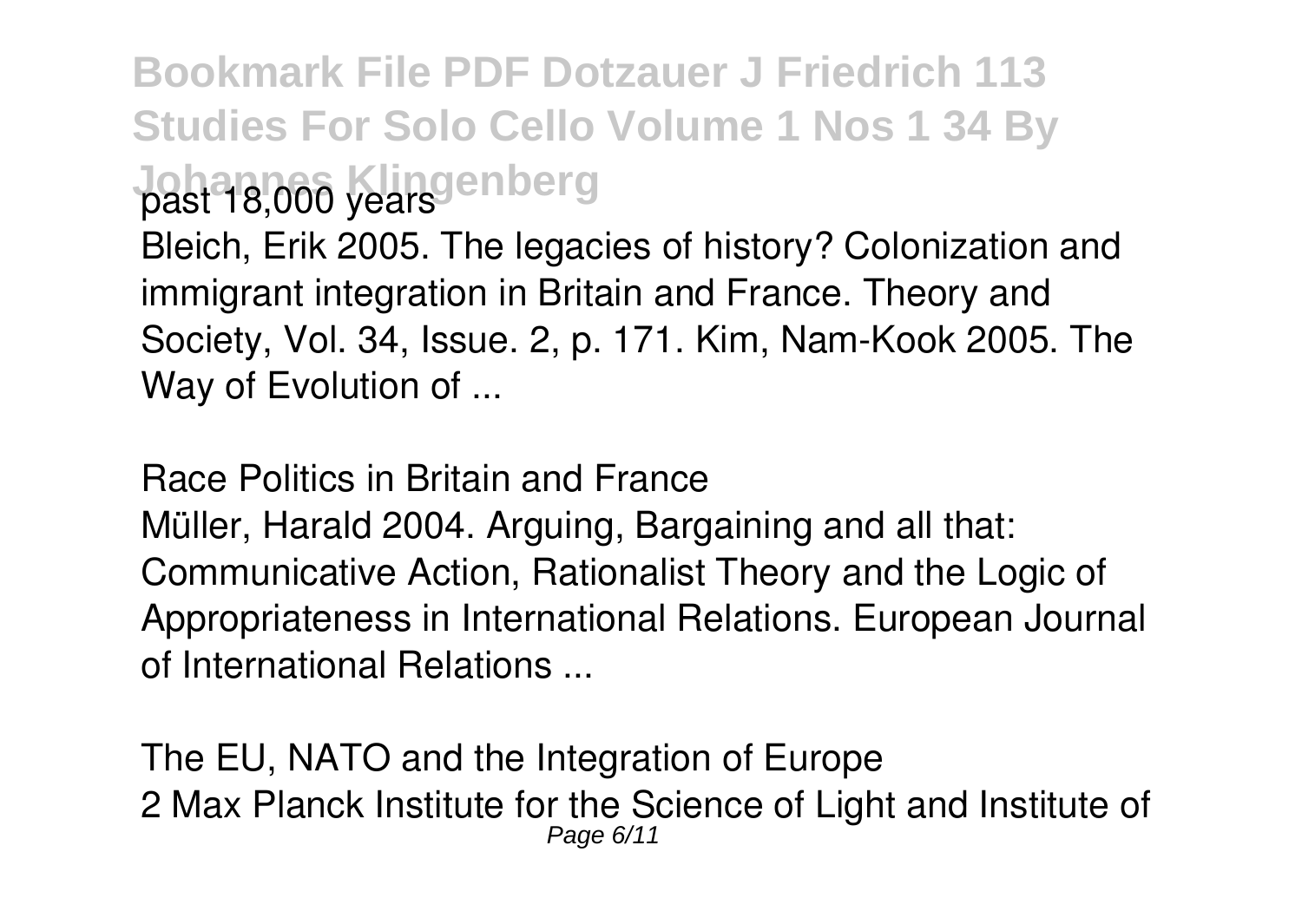past 18,000 years

Bleich, Erik 2005. The legacies of history? Colonization and immigrant integration in Britain and France. Theory and Society, Vol. 34, Issue. 2, p. 171. Kim, Nam-Kook 2005. The Way of Evolution of ...

*Race Politics in Britain and France*

Müller, Harald 2004. Arguing, Bargaining and all that: Communicative Action, Rationalist Theory and the Logic of Appropriateness in International Relations. European Journal of International Relations ...

*The EU, NATO and the Integration of Europe*

2 Max Planck Institute for the Science of Light and Institute of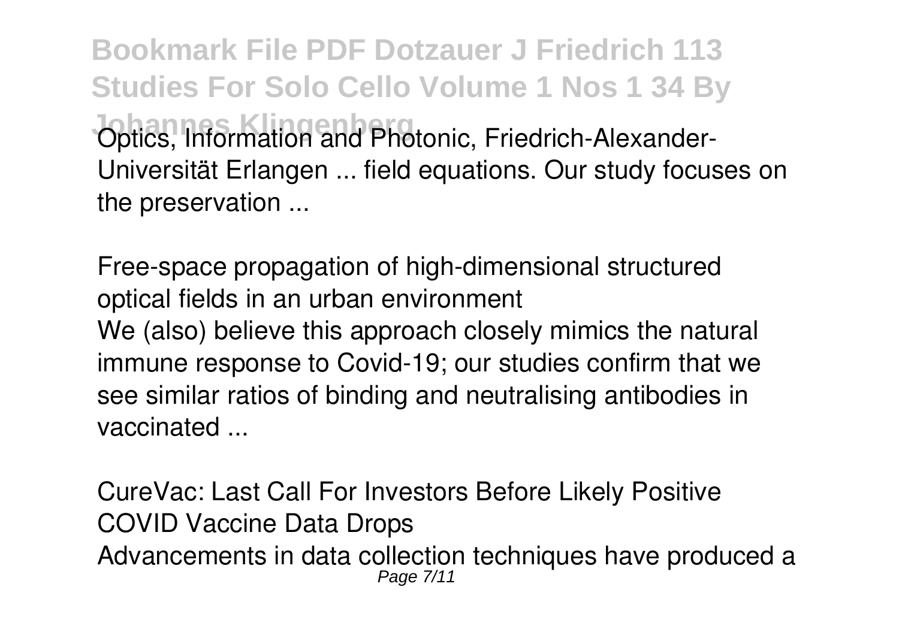Optics, Information and Photonic, Friedrich-Alexander-Universität Erlangen ... field equations. Our study focuses on the preservation ...

*Free-space propagation of high-dimensional structured optical fields in an urban environment*

We (also) believe this approach closely mimics the natural immune response to Covid-19; our studies confirm that we see similar ratios of binding and neutralising antibodies in vaccinated ...

*CureVac: Last Call For Investors Before Likely Positive COVID Vaccine Data Drops*

Advancements in data collection techniques have produced a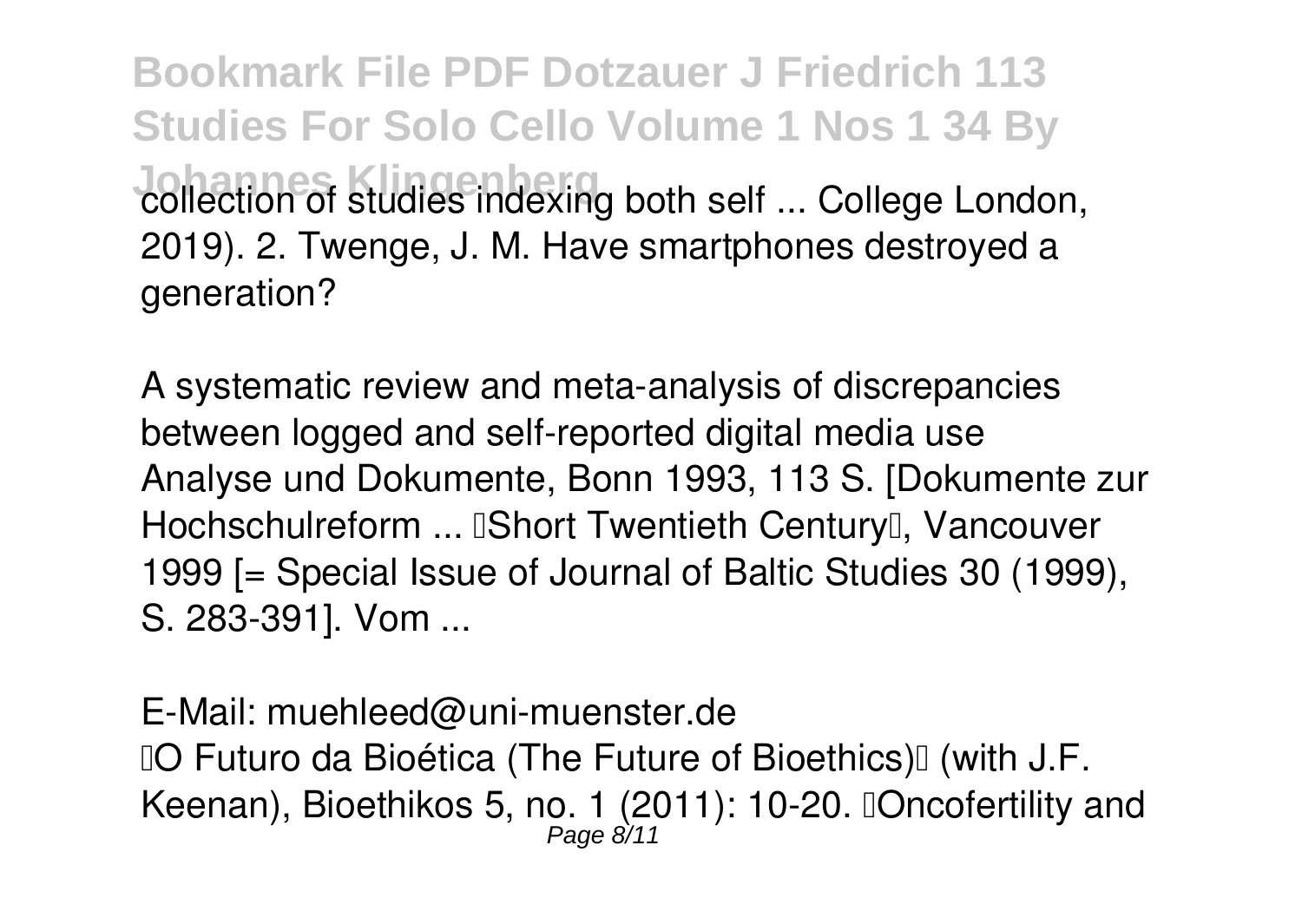collection of studies indexing both self ... College London, 2019). 2. Twenge, J. M. Have smartphones destroyed a generation?

A systematic review and meta-analysis of discrepancies between logged and self-reported digital media use

Analyse und Dokumente, Bonn 1993, 113 S. [Dokumente zur Hochschulreform ... "Short Twentieth Century", Vancouver 1999 [= Special Issue of Journal of Baltic Studies 30 (1999), S. 283-391]. Vom ...

E-Mail: muehleed@uni-muenster.de

"O Futuro da Bioética (The Future of Bioethics)" (with J.F. Keenan), Bioethikos 5, no. 1 (2011): 10-20. "Oncofertility and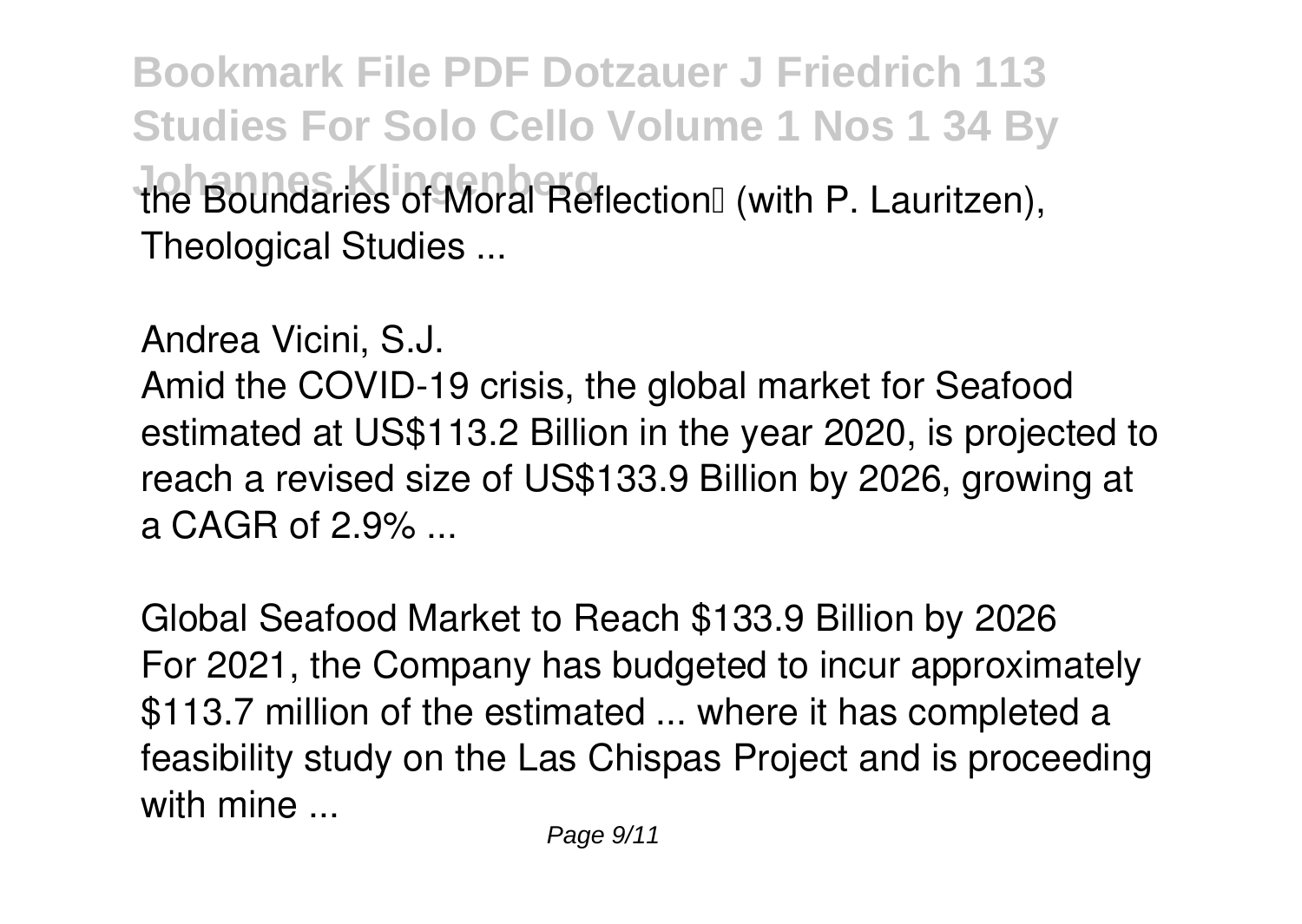the Boundaries of Moral Reflection (with P. Lauritzen), Theological Studies ...

Andrea Vicini, S.J.

Amid the COVID-19 crisis, the global market for Seafood estimated at US$113.2 Billion in the year 2020, is projected to reach a revised size of US$133.9 Billion by 2026, growing at a CAGR of 2.9% ...

Global Seafood Market to Reach $133.9 Billion by 2026

For 2021, the Company has budgeted to incur approximately $113.7 million of the estimated ... where it has completed a feasibility study on the Las Chispas Project and is proceeding with mine ...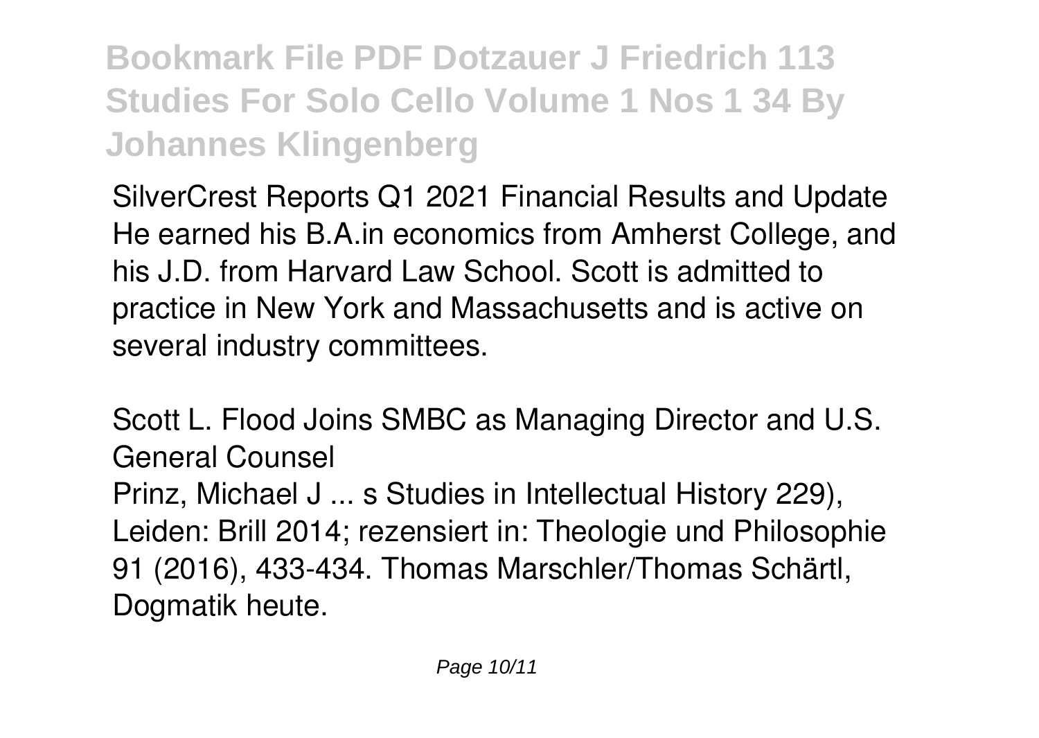**Bookmark File PDF Dotzauer J Friedrich 113 Studies For Solo Cello Volume 1 Nos 1 34 By Johannes Klingenberg**

*SilverCrest Reports Q1 2021 Financial Results and Update*

He earned his B.A.in economics from Amherst College, and his J.D. from Harvard Law School. Scott is admitted to practice in New York and Massachusetts and is active on several industry committees.

*Scott L. Flood Joins SMBC as Managing Director and U.S. General Counsel*

Prinz, Michael J ... s Studies in Intellectual History 229), Leiden: Brill 2014; rezensiert in: Theologie und Philosophie 91 (2016), 433-434. Thomas Marschler/Thomas Schärtl, Dogmatik heute.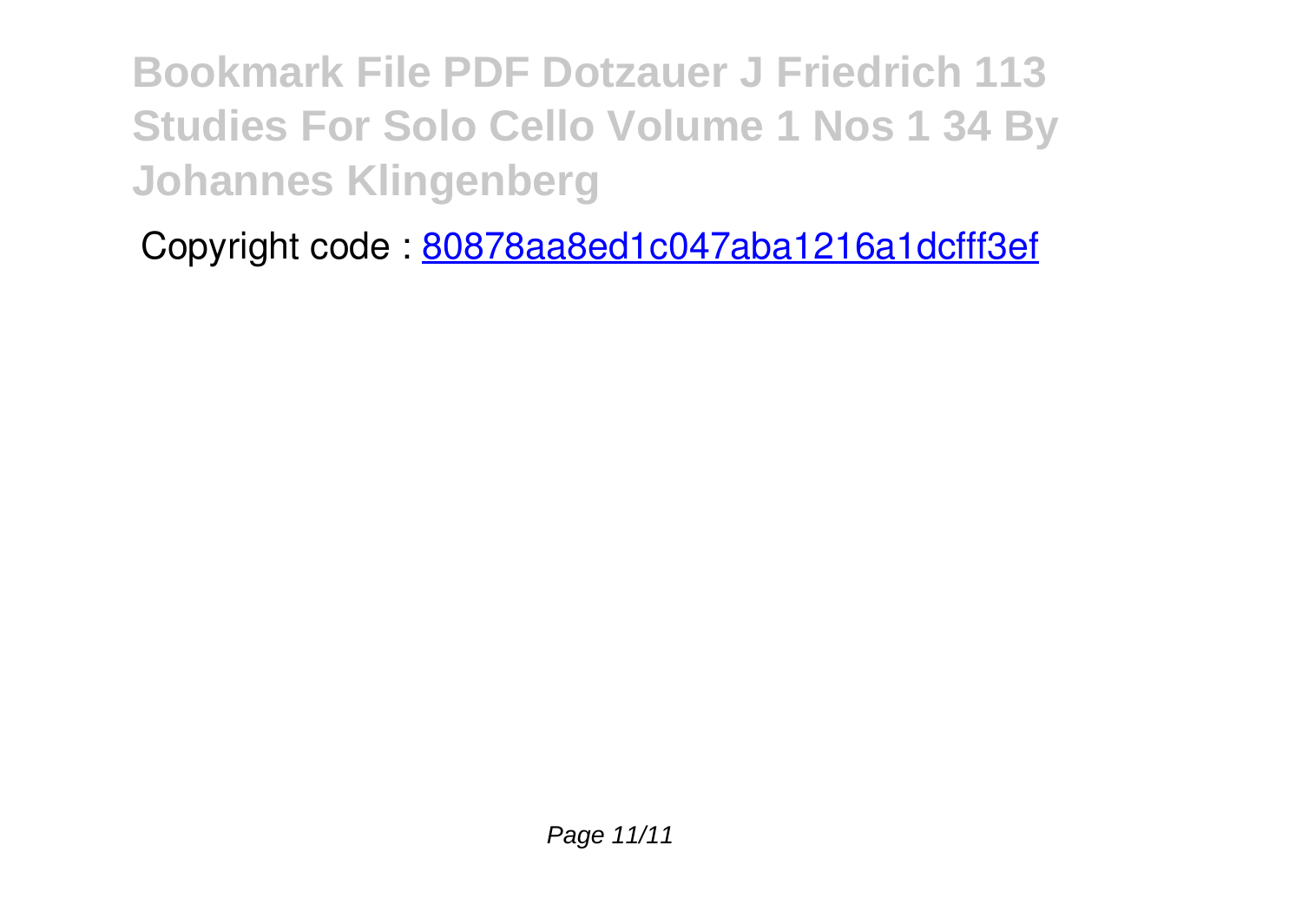Copyright code : 80878aa8ed1c047aba1216a1dcfff3ef